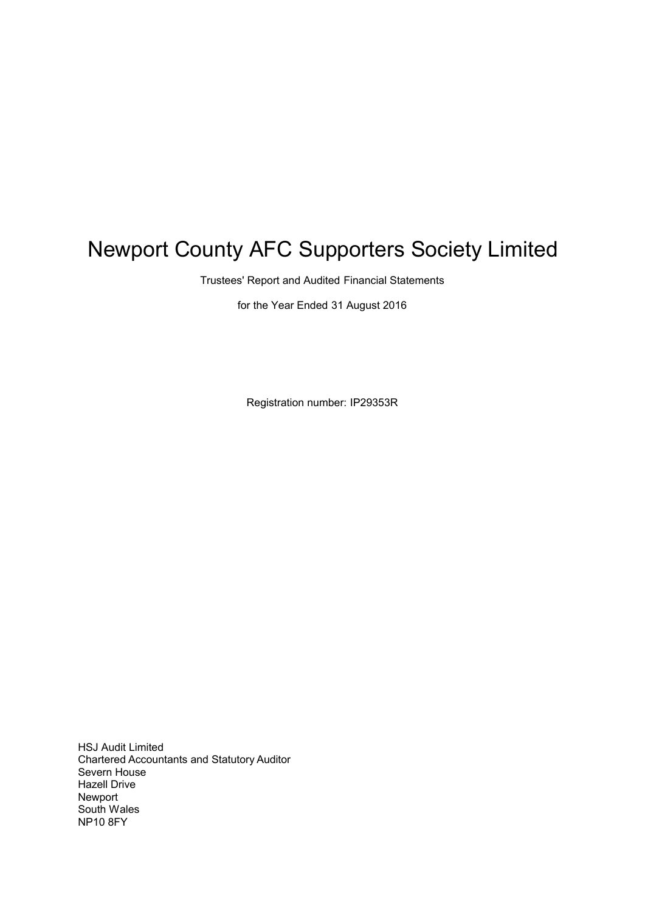# Newport County AFC Supporters Society Limited

Trustees' Report and Audited Financial Statements

for the Year Ended 31 August 2016

Registration number: IP29353R

HSJ Audit Limited
Chartered Accountants and Statutory Auditor
Severn House
Hazell Drive
Newport
South Wales
NP10 8FY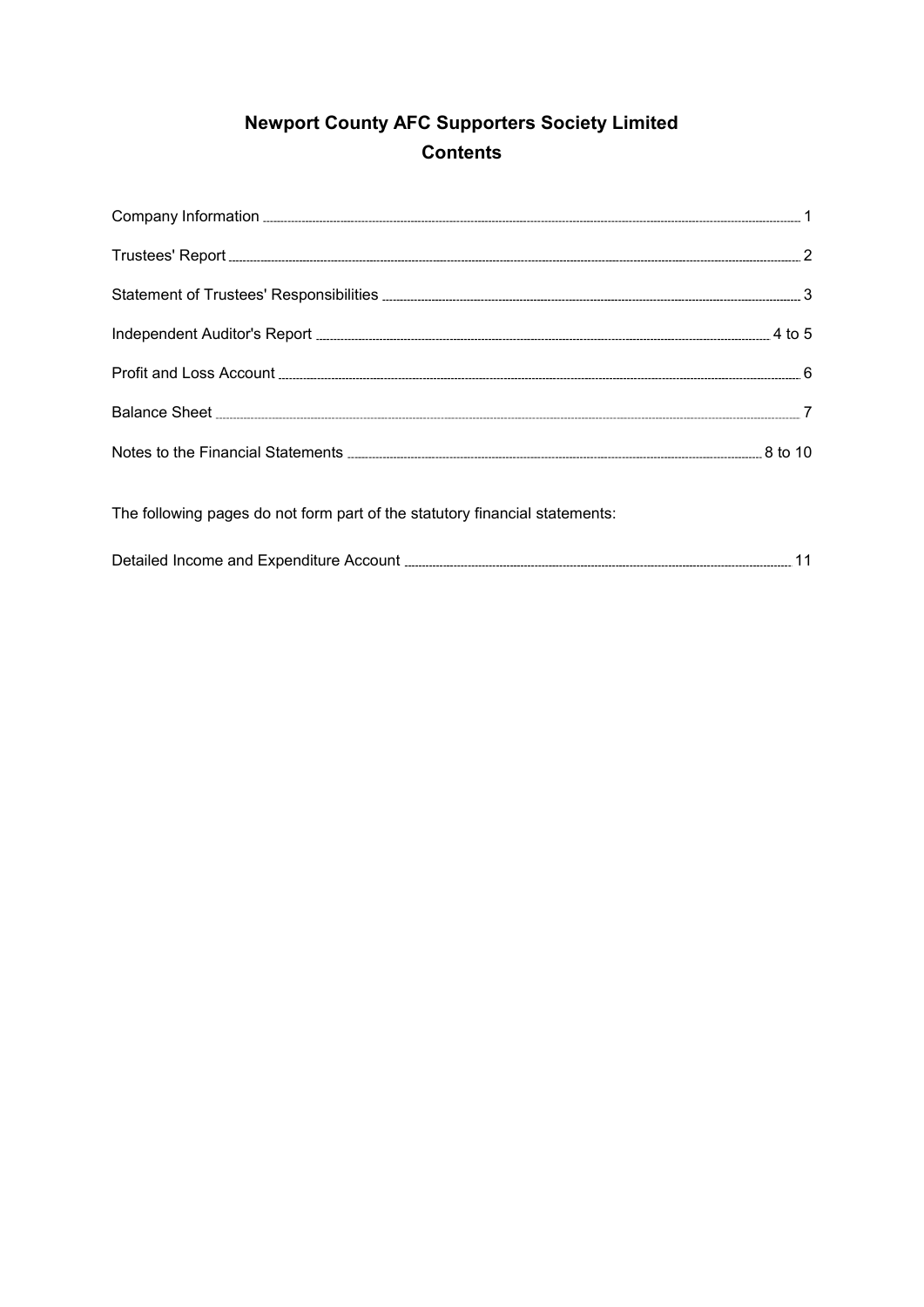# Newport County AFC Supporters Society Limited

## Contents

| | |
|---|---|
| Company Information | 1 |
| Trustees' Report | 2 |
| Statement of Trustees' Responsibilities | 3 |
| Independent Auditor's Report | 4 to 5 |
| Profit and Loss Account | 6 |
| Balance Sheet | 7 |
| Notes to the Financial Statements | 8 to 10 |

The following pages do not form part of the statutory financial statements:

| | |
|---|---|
| Detailed Income and Expenditure Account | 11 |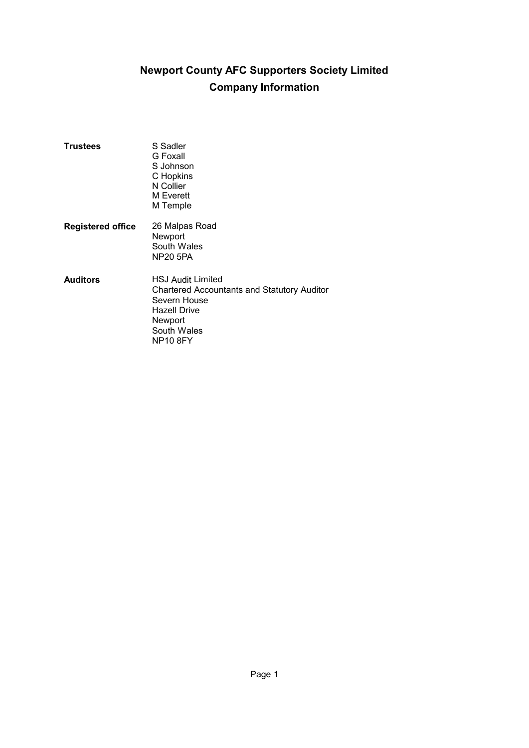# Newport County AFC Supporters Society Limited
## Company Information

**Trustees**

S Sadler
G Foxall
S Johnson
C Hopkins
N Collier
M Everett
M Temple

**Registered office**

26 Malpas Road
Newport
South Wales
NP20 5PA

**Auditors**

HSJ Audit Limited
Chartered Accountants and Statutory Auditor
Severn House
Hazell Drive
Newport
South Wales
NP10 8FY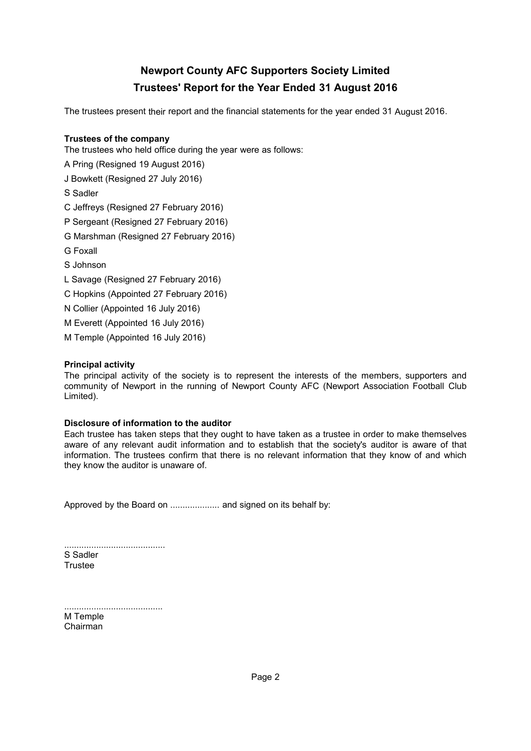# Newport County AFC Supporters Society Limited
## Trustees' Report for the Year Ended 31 August 2016

The trustees present their report and the financial statements for the year ended 31 August 2016.

**Trustees of the company**

The trustees who held office during the year were as follows:

A Pring (Resigned 19 August 2016)

J Bowkett (Resigned 27 July 2016)

S Sadler

C Jeffreys (Resigned 27 February 2016)

P Sergeant (Resigned 27 February 2016)

G Marshman (Resigned 27 February 2016)

G Foxall

S Johnson

L Savage (Resigned 27 February 2016)

C Hopkins (Appointed 27 February 2016)

N Collier (Appointed 16 July 2016)

M Everett (Appointed 16 July 2016)

M Temple (Appointed 16 July 2016)

**Principal activity**

The principal activity of the society is to represent the interests of the members, supporters and community of Newport in the running of Newport County AFC (Newport Association Football Club Limited).

**Disclosure of information to the auditor**

Each trustee has taken steps that they ought to have taken as a trustee in order to make themselves aware of any relevant audit information and to establish that the society's auditor is aware of that information. The trustees confirm that there is no relevant information that they know of and which they know the auditor is unaware of.

Approved by the Board on .................... and signed on its behalf by:

.........................................

S Sadler

Trustee

........................................

M Temple

Chairman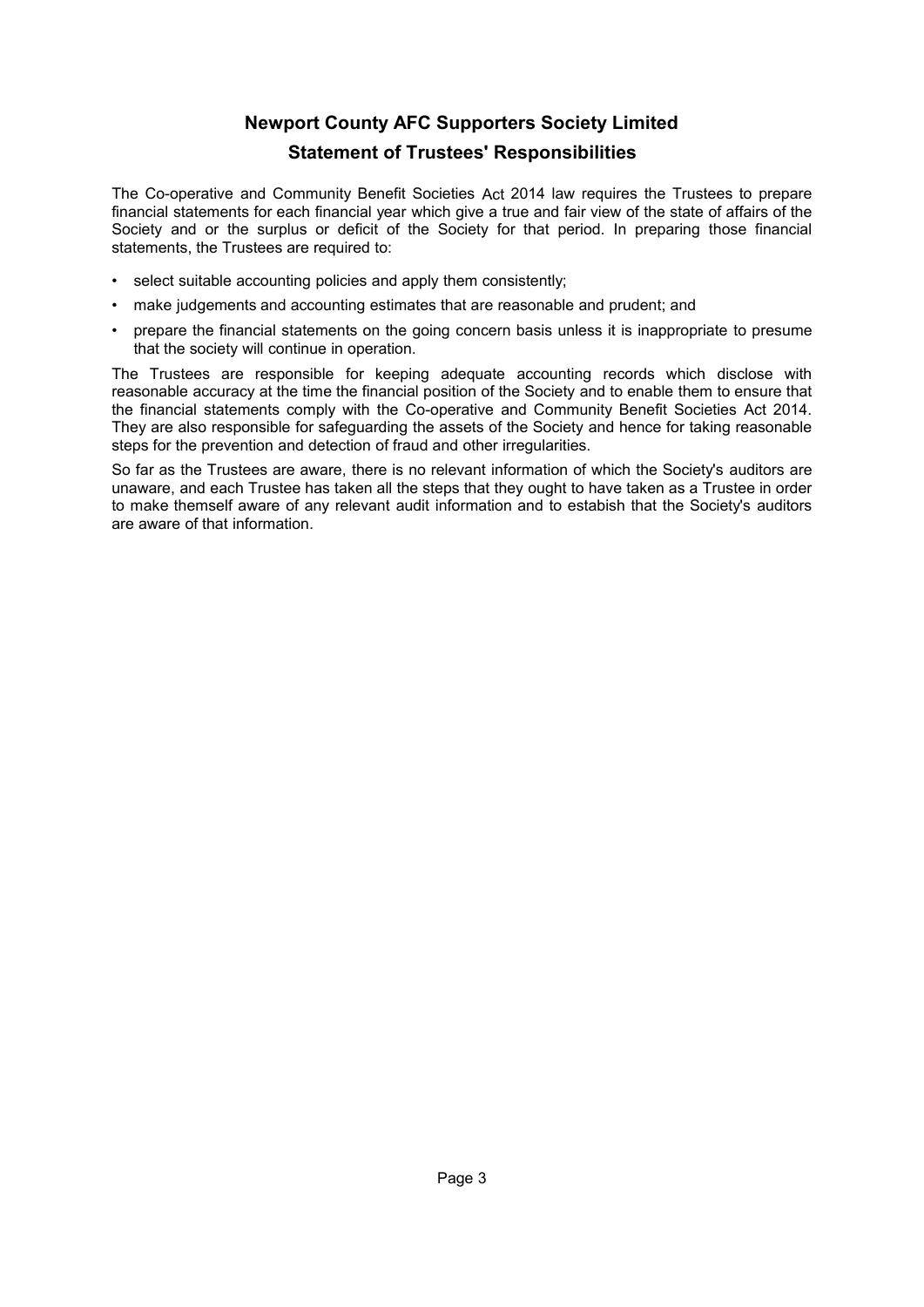# Newport County AFC Supporters Society Limited

## Statement of Trustees' Responsibilities

The Co-operative and Community Benefit Societies Act 2014 law requires the Trustees to prepare financial statements for each financial year which give a true and fair view of the state of affairs of the Society and or the surplus or deficit of the Society for that period. In preparing those financial statements, the Trustees are required to:

- select suitable accounting policies and apply them consistently;
- make judgements and accounting estimates that are reasonable and prudent; and
- prepare the financial statements on the going concern basis unless it is inappropriate to presume that the society will continue in operation.

The Trustees are responsible for keeping adequate accounting records which disclose with reasonable accuracy at the time the financial position of the Society and to enable them to ensure that the financial statements comply with the Co-operative and Community Benefit Societies Act 2014. They are also responsible for safeguarding the assets of the Society and hence for taking reasonable steps for the prevention and detection of fraud and other irregularities.

So far as the Trustees are aware, there is no relevant information of which the Society's auditors are unaware, and each Trustee has taken all the steps that they ought to have taken as a Trustee in order to make themself aware of any relevant audit information and to estabish that the Society's auditors are aware of that information.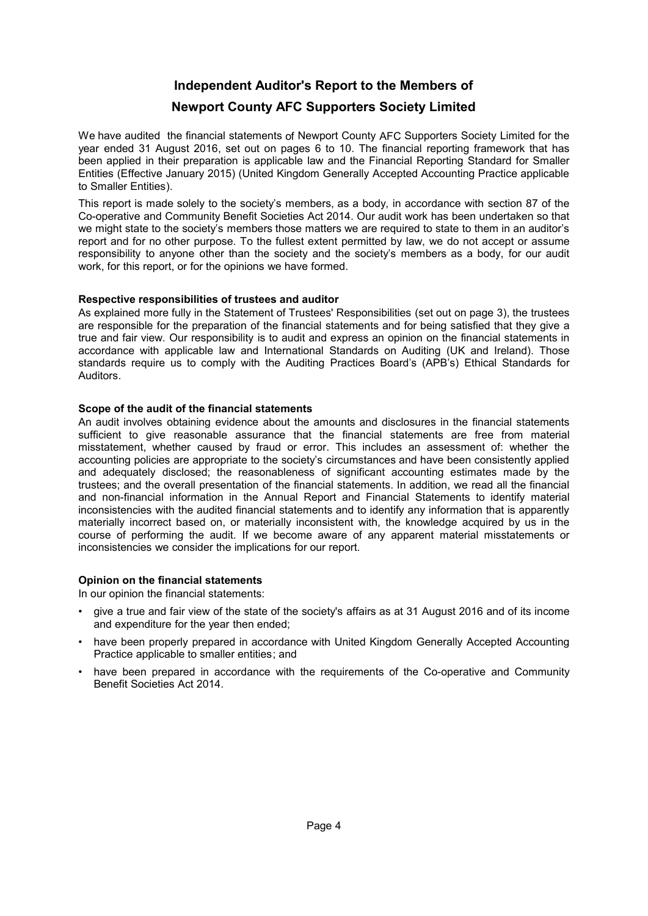# Independent Auditor's Report to the Members of Newport County AFC Supporters Society Limited

We have audited the financial statements of Newport County AFC Supporters Society Limited for the year ended 31 August 2016, set out on pages 6 to 10. The financial reporting framework that has been applied in their preparation is applicable law and the Financial Reporting Standard for Smaller Entities (Effective January 2015) (United Kingdom Generally Accepted Accounting Practice applicable to Smaller Entities).

This report is made solely to the society's members, as a body, in accordance with section 87 of the Co-operative and Community Benefit Societies Act 2014. Our audit work has been undertaken so that we might state to the society's members those matters we are required to state to them in an auditor's report and for no other purpose. To the fullest extent permitted by law, we do not accept or assume responsibility to anyone other than the society and the society's members as a body, for our audit work, for this report, or for the opinions we have formed.

**Respective responsibilities of trustees and auditor**

As explained more fully in the Statement of Trustees' Responsibilities (set out on page 3), the trustees are responsible for the preparation of the financial statements and for being satisfied that they give a true and fair view. Our responsibility is to audit and express an opinion on the financial statements in accordance with applicable law and International Standards on Auditing (UK and Ireland). Those standards require us to comply with the Auditing Practices Board's (APB's) Ethical Standards for Auditors.

**Scope of the audit of the financial statements**

An audit involves obtaining evidence about the amounts and disclosures in the financial statements sufficient to give reasonable assurance that the financial statements are free from material misstatement, whether caused by fraud or error. This includes an assessment of: whether the accounting policies are appropriate to the society's circumstances and have been consistently applied and adequately disclosed; the reasonableness of significant accounting estimates made by the trustees; and the overall presentation of the financial statements. In addition, we read all the financial and non-financial information in the Annual Report and Financial Statements to identify material inconsistencies with the audited financial statements and to identify any information that is apparently materially incorrect based on, or materially inconsistent with, the knowledge acquired by us in the course of performing the audit. If we become aware of any apparent material misstatements or inconsistencies we consider the implications for our report.

**Opinion on the financial statements**

In our opinion the financial statements:

- give a true and fair view of the state of the society's affairs as at 31 August 2016 and of its income and expenditure for the year then ended;
- have been properly prepared in accordance with United Kingdom Generally Accepted Accounting Practice applicable to smaller entities; and
- have been prepared in accordance with the requirements of the Co-operative and Community Benefit Societies Act 2014.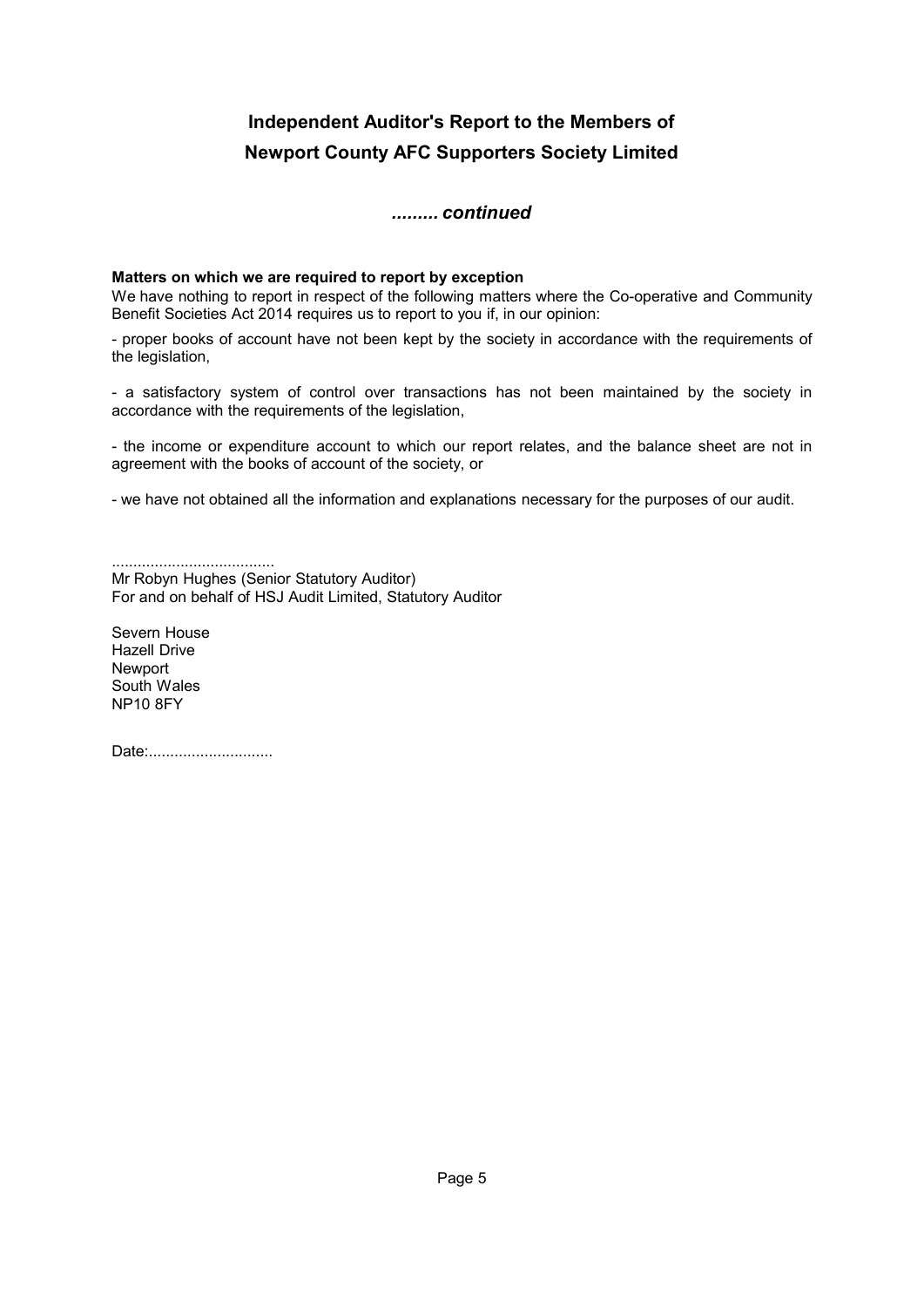# Independent Auditor's Report to the Members of Newport County AFC Supporters Society Limited

## *......... continued*

**Matters on which we are required to report by exception**

We have nothing to report in respect of the following matters where the Co-operative and Community Benefit Societies Act 2014 requires us to report to you if, in our opinion:

- proper books of account have not been kept by the society in accordance with the requirements of the legislation,

- a satisfactory system of control over transactions has not been maintained by the society in accordance with the requirements of the legislation,

- the income or expenditure account to which our report relates, and the balance sheet are not in agreement with the books of account of the society, or

- we have not obtained all the information and explanations necessary for the purposes of our audit.

......................................
Mr Robyn Hughes (Senior Statutory Auditor)
For and on behalf of HSJ Audit Limited, Statutory Auditor

Severn House
Hazell Drive
Newport
South Wales
NP10 8FY

Date:.............................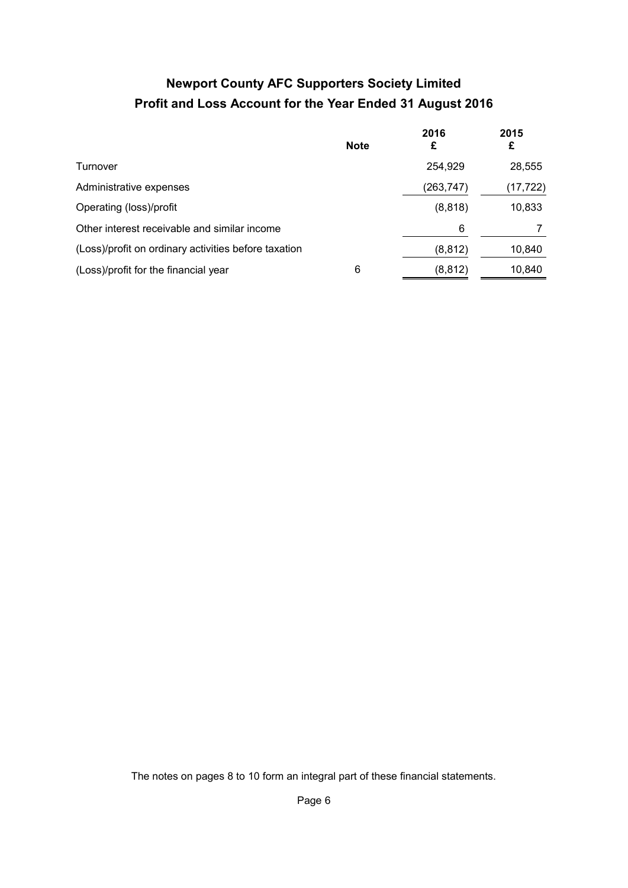# Newport County AFC Supporters Society Limited

## Profit and Loss Account for the Year Ended 31 August 2016

| | Note | 2016<br>£ | 2015<br>£ |
|---|---|---|---|
| Turnover | | 254,929 | 28,555 |
| Administrative expenses | | (263,747) | (17,722) |
| Operating (loss)/profit | | (8,818) | 10,833 |
| Other interest receivable and similar income | | 6 | 7 |
| (Loss)/profit on ordinary activities before taxation | | (8,812) | 10,840 |
| (Loss)/profit for the financial year | 6 | (8,812) | 10,840 |

The notes on pages 8 to 10 form an integral part of these financial statements.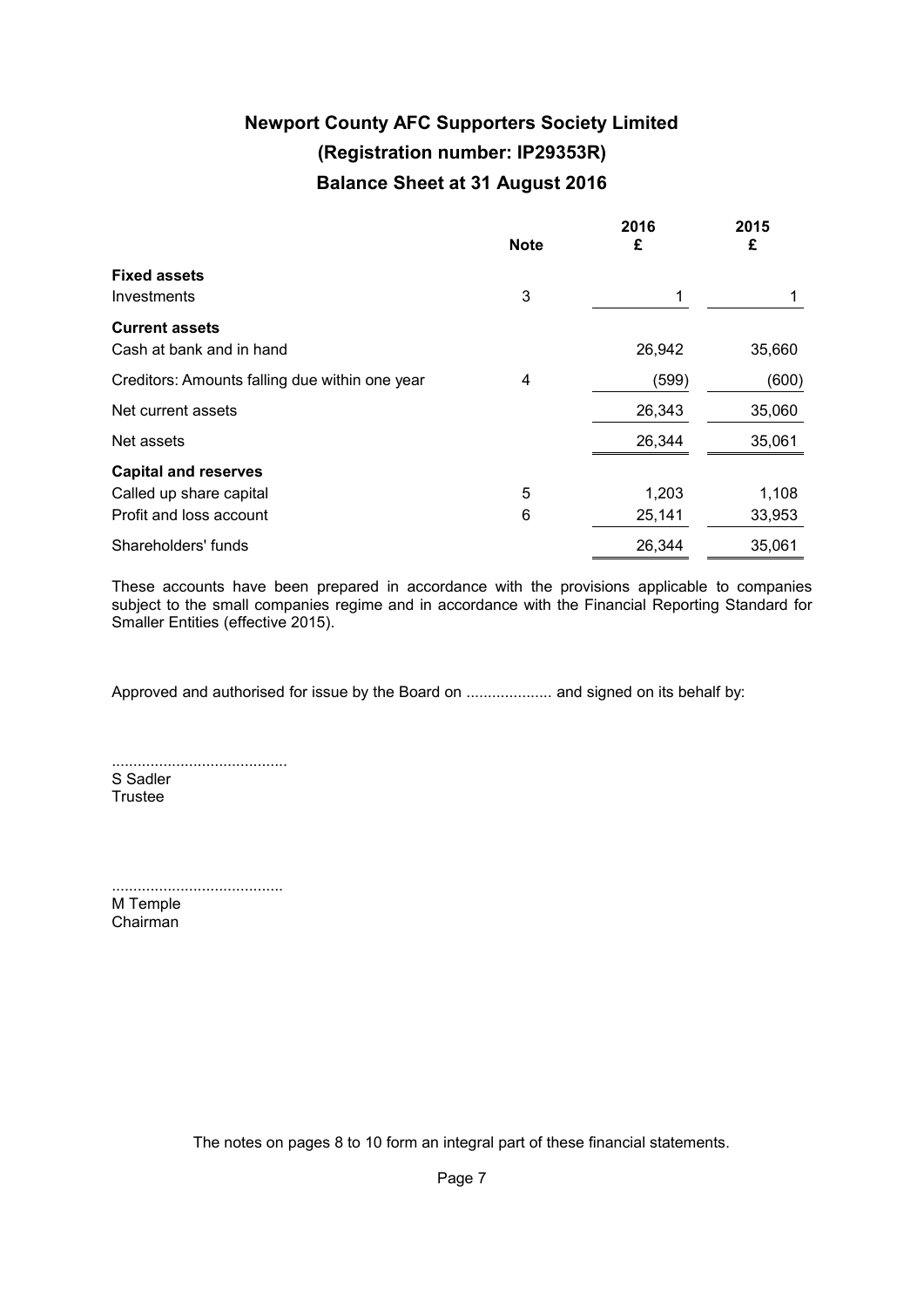# Newport County AFC Supporters Society Limited

## (Registration number: IP29353R)

## Balance Sheet at 31 August 2016

| | Note | 2016 £ | 2015 £ |
|---|---|---|---|
| **Fixed assets** | | | |
| Investments | 3 | 1 | 1 |
| **Current assets** | | | |
| Cash at bank and in hand | | 26,942 | 35,660 |
| Creditors: Amounts falling due within one year | 4 | (599) | (600) |
| Net current assets | | 26,343 | 35,060 |
| Net assets | | 26,344 | 35,061 |
| **Capital and reserves** | | | |
| Called up share capital | 5 | 1,203 | 1,108 |
| Profit and loss account | 6 | 25,141 | 33,953 |
| Shareholders' funds | | 26,344 | 35,061 |

These accounts have been prepared in accordance with the provisions applicable to companies subject to the small companies regime and in accordance with the Financial Reporting Standard for Smaller Entities (effective 2015).

Approved and authorised for issue by the Board on .................... and signed on its behalf by:

.........................................
S Sadler
Trustee

........................................
M Temple
Chairman

The notes on pages 8 to 10 form an integral part of these financial statements.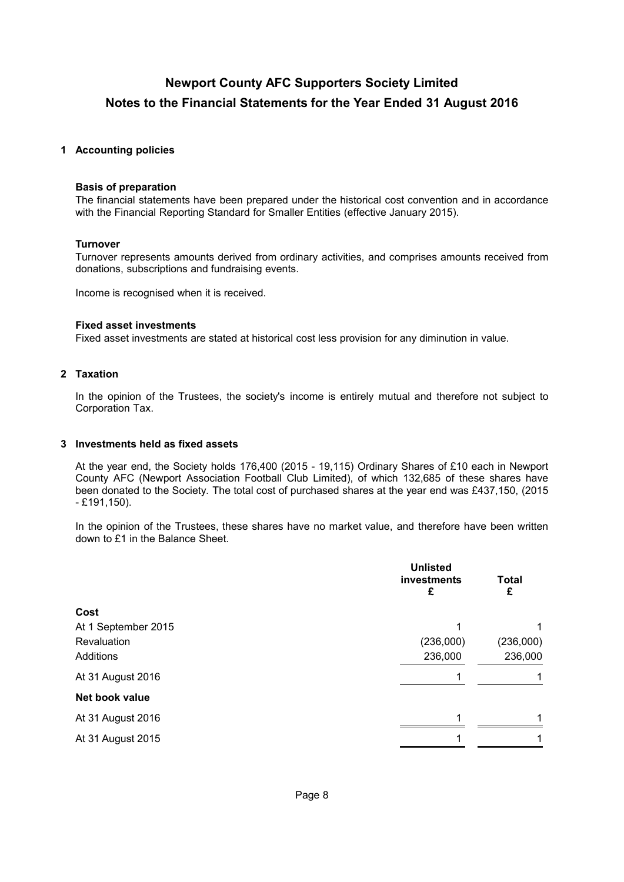# Newport County AFC Supporters Society Limited

## Notes to the Financial Statements for the Year Ended 31 August 2016

### 1 Accounting policies

**Basis of preparation**

The financial statements have been prepared under the historical cost convention and in accordance with the Financial Reporting Standard for Smaller Entities (effective January 2015).

**Turnover**

Turnover represents amounts derived from ordinary activities, and comprises amounts received from donations, subscriptions and fundraising events.

Income is recognised when it is received.

**Fixed asset investments**

Fixed asset investments are stated at historical cost less provision for any diminution in value.

### 2 Taxation

In the opinion of the Trustees, the society's income is entirely mutual and therefore not subject to Corporation Tax.

### 3 Investments held as fixed assets

At the year end, the Society holds 176,400 (2015 - 19,115) Ordinary Shares of £10 each in Newport County AFC (Newport Association Football Club Limited), of which 132,685 of these shares have been donated to the Society. The total cost of purchased shares at the year end was £437,150, (2015 - £191,150).

In the opinion of the Trustees, these shares have no market value, and therefore have been written down to £1 in the Balance Sheet.

| | Unlisted investments £ | Total £ |
|---|---|---|
| **Cost** | | |
| At 1 September 2015 | 1 | 1 |
| Revaluation | (236,000) | (236,000) |
| Additions | 236,000 | 236,000 |
| At 31 August 2016 | 1 | 1 |
| **Net book value** | | |
| At 31 August 2016 | 1 | 1 |
| At 31 August 2015 | 1 | 1 |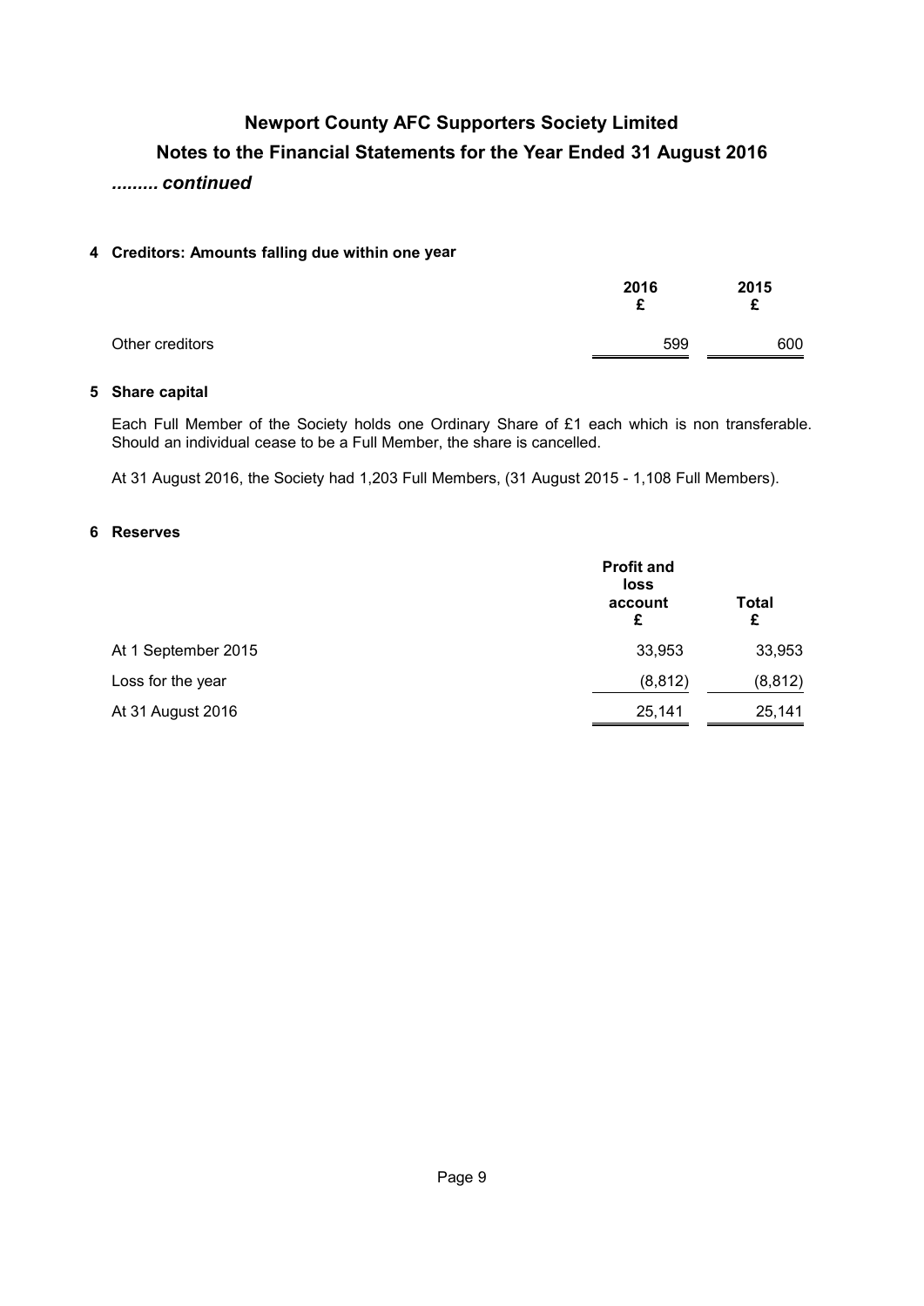# Newport County AFC Supporters Society Limited

## Notes to the Financial Statements for the Year Ended 31 August 2016

*......... continued*

### 4 Creditors: Amounts falling due within one year

| | 2016<br>£ | 2015<br>£ |
|---|---|---|
| Other creditors | 599 | 600 |

### 5 Share capital

Each Full Member of the Society holds one Ordinary Share of £1 each which is non transferable. Should an individual cease to be a Full Member, the share is cancelled.

At 31 August 2016, the Society had 1,203 Full Members, (31 August 2015 - 1,108 Full Members).

### 6 Reserves

| | Profit and loss account<br>£ | Total<br>£ |
|---|---|---|
| At 1 September 2015 | 33,953 | 33,953 |
| Loss for the year | (8,812) | (8,812) |
| At 31 August 2016 | 25,141 | 25,141 |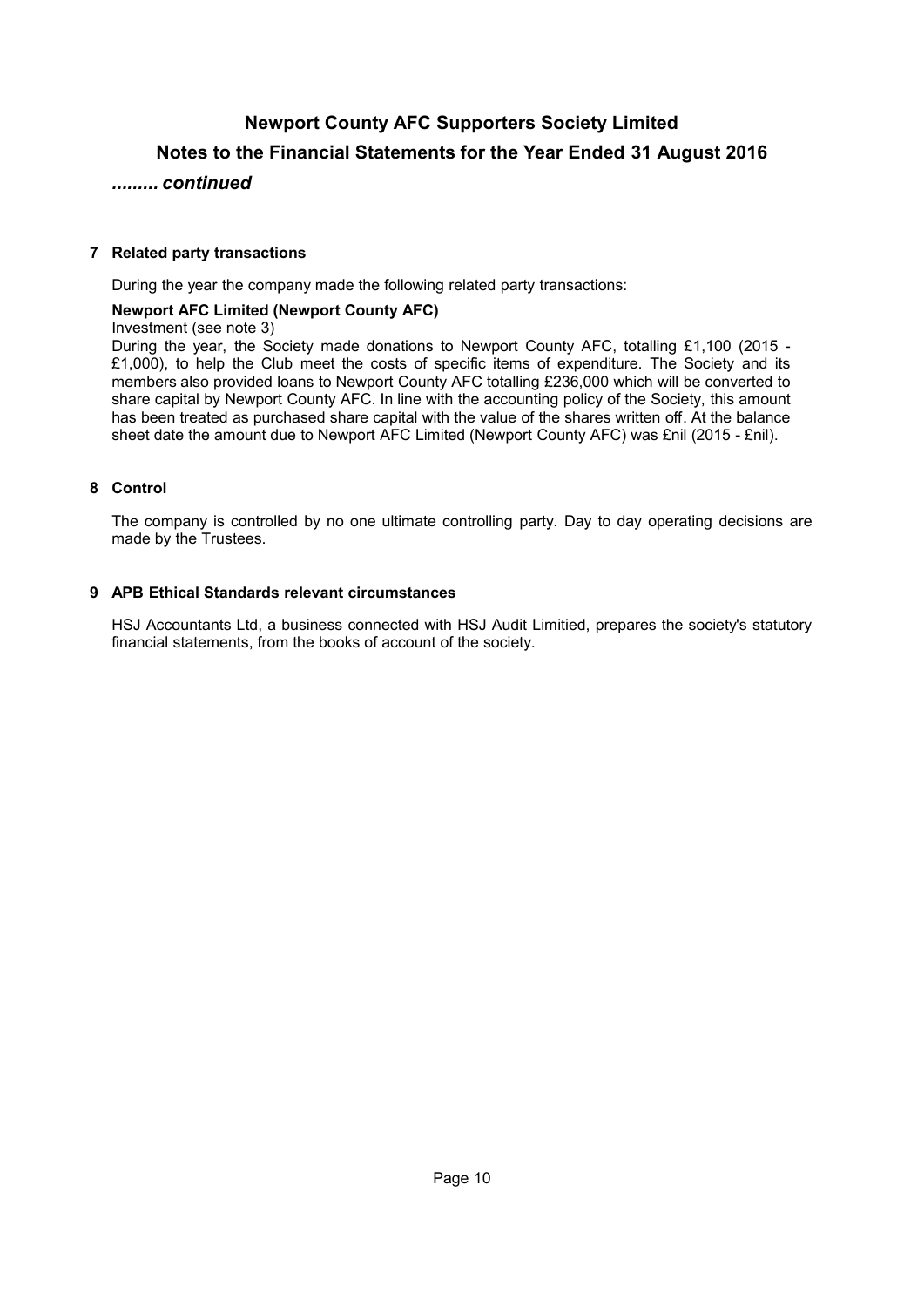**Newport County AFC Supporters Society Limited**

**Notes to the Financial Statements for the Year Ended 31 August 2016**

***......... continued***

**7 Related party transactions**

During the year the company made the following related party transactions:

**Newport AFC Limited (Newport County AFC)**

Investment (see note 3)

During the year, the Society made donations to Newport County AFC, totalling £1,100 (2015 - £1,000), to help the Club meet the costs of specific items of expenditure. The Society and its members also provided loans to Newport County AFC totalling £236,000 which will be converted to share capital by Newport County AFC. In line with the accounting policy of the Society, this amount has been treated as purchased share capital with the value of the shares written off. At the balance sheet date the amount due to Newport AFC Limited (Newport County AFC) was £nil (2015 - £nil).

**8 Control**

The company is controlled by no one ultimate controlling party. Day to day operating decisions are made by the Trustees.

**9 APB Ethical Standards relevant circumstances**

HSJ Accountants Ltd, a business connected with HSJ Audit Limitied, prepares the society's statutory financial statements, from the books of account of the society.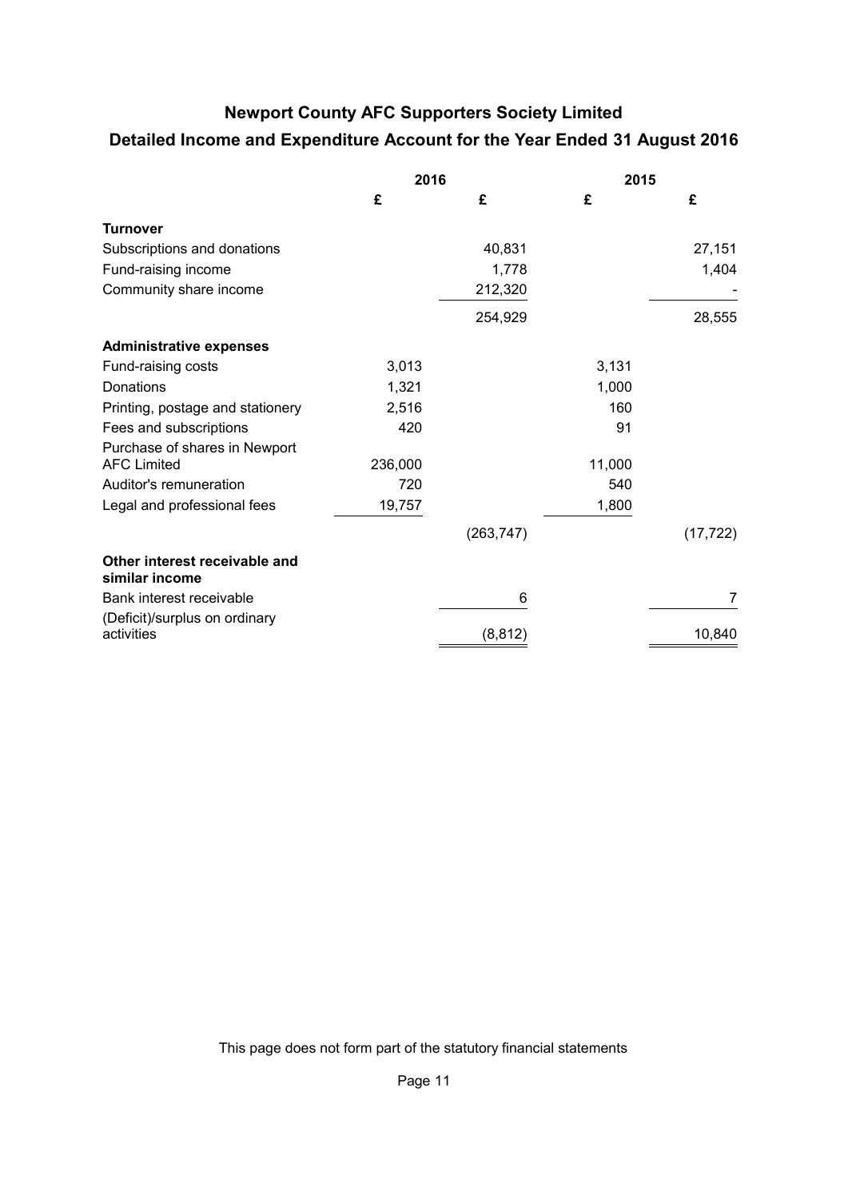# Newport County AFC Supporters Society Limited

## Detailed Income and Expenditure Account for the Year Ended 31 August 2016

| | 2016 | | 2015 | |
|---|---|---|---|---|
| | £ | £ | £ | £ |
| **Turnover** | | | | |
| Subscriptions and donations | | 40,831 | | 27,151 |
| Fund-raising income | | 1,778 | | 1,404 |
| Community share income | | 212,320 | | - |
| | | 254,929 | | 28,555 |
| **Administrative expenses** | | | | |
| Fund-raising costs | 3,013 | | 3,131 | |
| Donations | 1,321 | | 1,000 | |
| Printing, postage and stationery | 2,516 | | 160 | |
| Fees and subscriptions | 420 | | 91 | |
| Purchase of shares in Newport AFC Limited | 236,000 | | 11,000 | |
| Auditor's remuneration | 720 | | 540 | |
| Legal and professional fees | 19,757 | | 1,800 | |
| | | (263,747) | | (17,722) |
| **Other interest receivable and similar income** | | | | |
| Bank interest receivable | | 6 | | 7 |
| (Deficit)/surplus on ordinary activities | | (8,812) | | 10,840 |

This page does not form part of the statutory financial statements